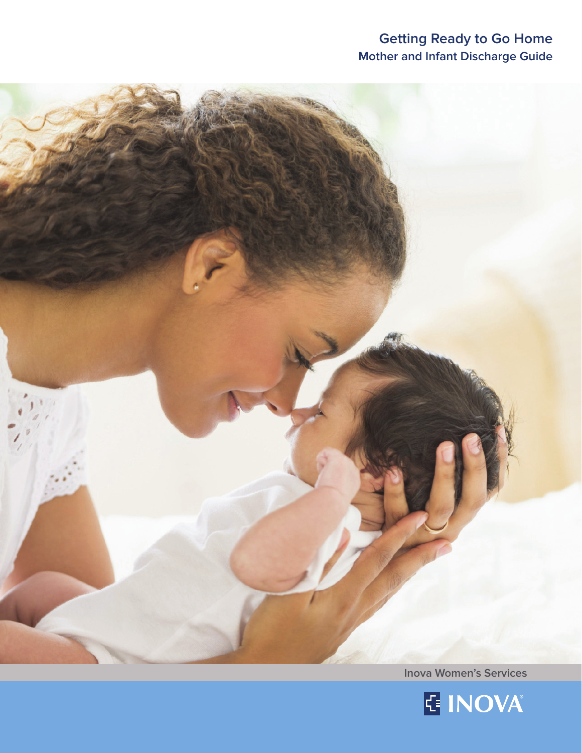# Getting Ready to Go Home

## Mother and Infant Discharge Guide

Inova Women's Services

INOVA®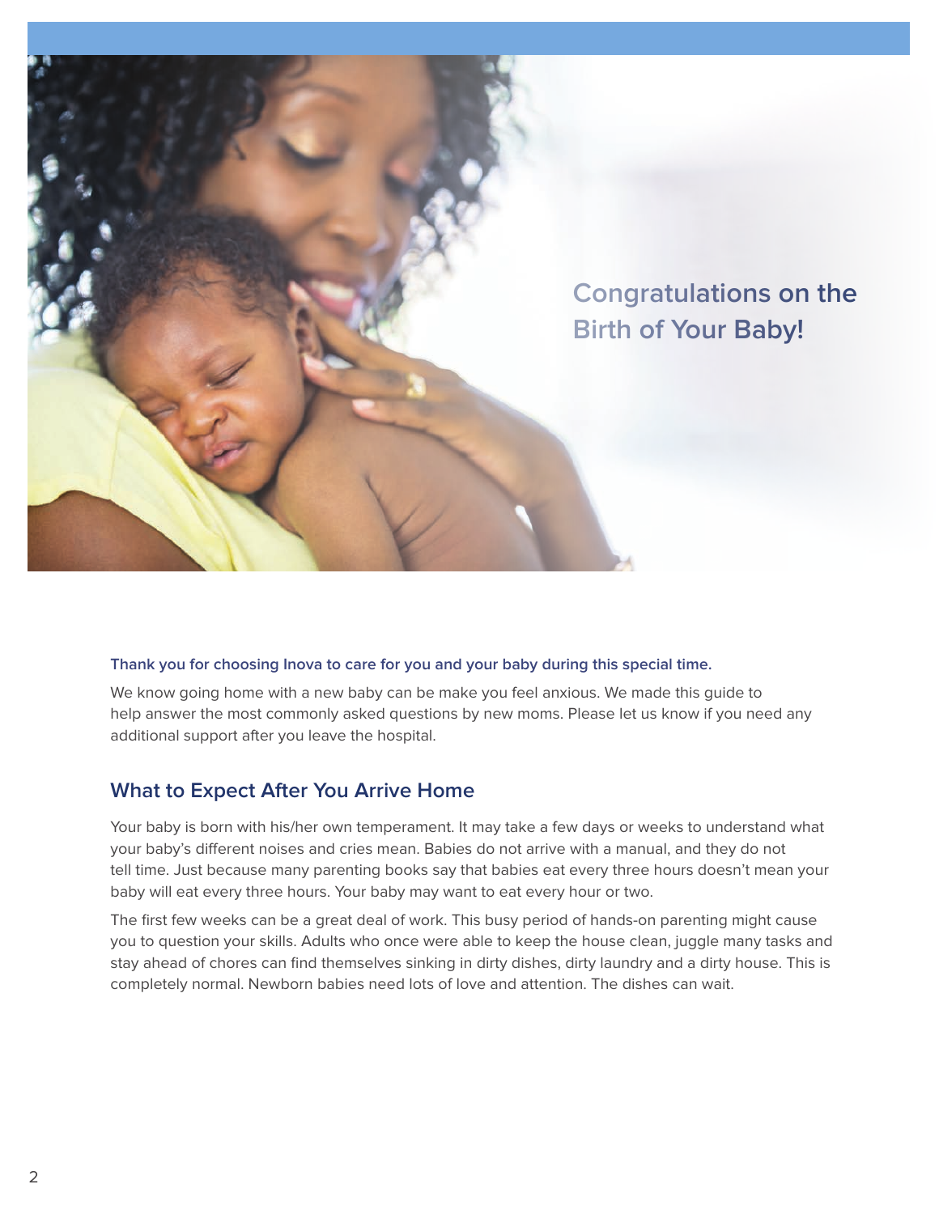# Congratulations on the Birth of Your Baby!

**Thank you for choosing Inova to care for you and your baby during this special time.**

We know going home with a new baby can be make you feel anxious. We made this guide to help answer the most commonly asked questions by new moms. Please let us know if you need any additional support after you leave the hospital.

## What to Expect After You Arrive Home

Your baby is born with his/her own temperament. It may take a few days or weeks to understand what your baby's different noises and cries mean. Babies do not arrive with a manual, and they do not tell time. Just because many parenting books say that babies eat every three hours doesn't mean your baby will eat every three hours. Your baby may want to eat every hour or two.

The first few weeks can be a great deal of work. This busy period of hands-on parenting might cause you to question your skills. Adults who once were able to keep the house clean, juggle many tasks and stay ahead of chores can find themselves sinking in dirty dishes, dirty laundry and a dirty house. This is completely normal. Newborn babies need lots of love and attention. The dishes can wait.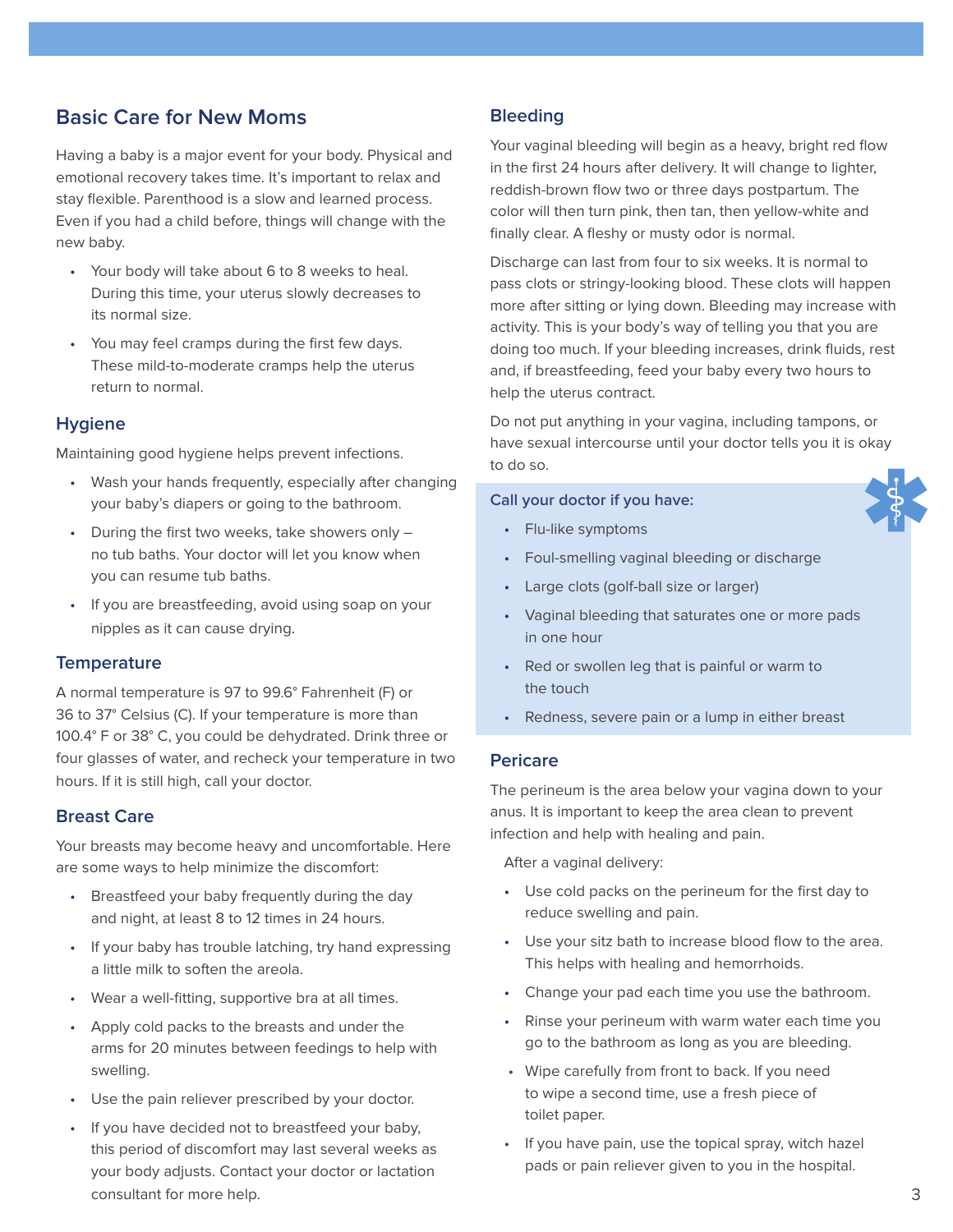## Basic Care for New Moms

Having a baby is a major event for your body. Physical and emotional recovery takes time. It's important to relax and stay flexible. Parenthood is a slow and learned process. Even if you had a child before, things will change with the new baby.

- Your body will take about 6 to 8 weeks to heal. During this time, your uterus slowly decreases to its normal size.
- You may feel cramps during the first few days. These mild-to-moderate cramps help the uterus return to normal.

### Hygiene

Maintaining good hygiene helps prevent infections.

- Wash your hands frequently, especially after changing your baby's diapers or going to the bathroom.
- During the first two weeks, take showers only – no tub baths. Your doctor will let you know when you can resume tub baths.
- If you are breastfeeding, avoid using soap on your nipples as it can cause drying.

### Temperature

A normal temperature is 97 to 99.6° Fahrenheit (F) or 36 to 37° Celsius (C). If your temperature is more than 100.4° F or 38° C, you could be dehydrated. Drink three or four glasses of water, and recheck your temperature in two hours. If it is still high, call your doctor.

### Breast Care

Your breasts may become heavy and uncomfortable. Here are some ways to help minimize the discomfort:

- Breastfeed your baby frequently during the day and night, at least 8 to 12 times in 24 hours.
- If your baby has trouble latching, try hand expressing a little milk to soften the areola.
- Wear a well-fitting, supportive bra at all times.
- Apply cold packs to the breasts and under the arms for 20 minutes between feedings to help with swelling.
- Use the pain reliever prescribed by your doctor.
- If you have decided not to breastfeed your baby, this period of discomfort may last several weeks as your body adjusts. Contact your doctor or lactation consultant for more help.

### Bleeding

Your vaginal bleeding will begin as a heavy, bright red flow in the first 24 hours after delivery. It will change to lighter, reddish-brown flow two or three days postpartum. The color will then turn pink, then tan, then yellow-white and finally clear. A fleshy or musty odor is normal.

Discharge can last from four to six weeks. It is normal to pass clots or stringy-looking blood. These clots will happen more after sitting or lying down. Bleeding may increase with activity. This is your body's way of telling you that you are doing too much. If your bleeding increases, drink fluids, rest and, if breastfeeding, feed your baby every two hours to help the uterus contract.

Do not put anything in your vagina, including tampons, or have sexual intercourse until your doctor tells you it is okay to do so.

**Call your doctor if you have:**

- Flu-like symptoms
- Foul-smelling vaginal bleeding or discharge
- Large clots (golf-ball size or larger)
- Vaginal bleeding that saturates one or more pads in one hour
- Red or swollen leg that is painful or warm to the touch
- Redness, severe pain or a lump in either breast

### Pericare

The perineum is the area below your vagina down to your anus. It is important to keep the area clean to prevent infection and help with healing and pain.

After a vaginal delivery:

- Use cold packs on the perineum for the first day to reduce swelling and pain.
- Use your sitz bath to increase blood flow to the area. This helps with healing and hemorrhoids.
- Change your pad each time you use the bathroom.
- Rinse your perineum with warm water each time you go to the bathroom as long as you are bleeding.
- Wipe carefully from front to back. If you need to wipe a second time, use a fresh piece of toilet paper.
- If you have pain, use the topical spray, witch hazel pads or pain reliever given to you in the hospital.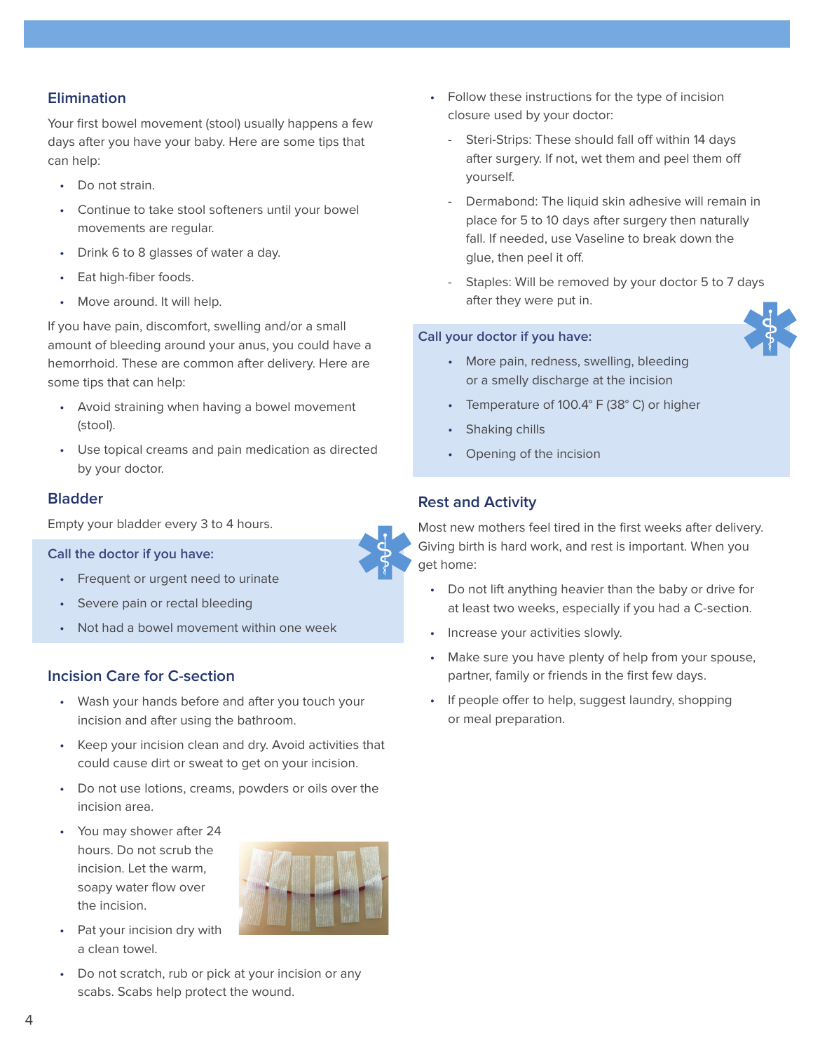## Elimination

Your first bowel movement (stool) usually happens a few days after you have your baby. Here are some tips that can help:

- Do not strain.
- Continue to take stool softeners until your bowel movements are regular.
- Drink 6 to 8 glasses of water a day.
- Eat high-fiber foods.
- Move around. It will help.

If you have pain, discomfort, swelling and/or a small amount of bleeding around your anus, you could have a hemorrhoid. These are common after delivery. Here are some tips that can help:

- Avoid straining when having a bowel movement (stool).
- Use topical creams and pain medication as directed by your doctor.

## Bladder

Empty your bladder every 3 to 4 hours.

### Call the doctor if you have:

- Frequent or urgent need to urinate
- Severe pain or rectal bleeding
- Not had a bowel movement within one week

## Incision Care for C-section

- Wash your hands before and after you touch your incision and after using the bathroom.
- Keep your incision clean and dry. Avoid activities that could cause dirt or sweat to get on your incision.
- Do not use lotions, creams, powders or oils over the incision area.
- You may shower after 24 hours. Do not scrub the incision. Let the warm, soapy water flow over the incision.
- Pat your incision dry with a clean towel.
- Do not scratch, rub or pick at your incision or any scabs. Scabs help protect the wound.
- Follow these instructions for the type of incision closure used by your doctor:
  - Steri-Strips: These should fall off within 14 days after surgery. If not, wet them and peel them off yourself.
  - Dermabond: The liquid skin adhesive will remain in place for 5 to 10 days after surgery then naturally fall. If needed, use Vaseline to break down the glue, then peel it off.
  - Staples: Will be removed by your doctor 5 to 7 days after they were put in.

### Call your doctor if you have:

- More pain, redness, swelling, bleeding or a smelly discharge at the incision
- Temperature of 100.4° F (38° C) or higher
- Shaking chills
- Opening of the incision

## Rest and Activity

Most new mothers feel tired in the first weeks after delivery. Giving birth is hard work, and rest is important. When you get home:

- Do not lift anything heavier than the baby or drive for at least two weeks, especially if you had a C-section.
- Increase your activities slowly.
- Make sure you have plenty of help from your spouse, partner, family or friends in the first few days.
- If people offer to help, suggest laundry, shopping or meal preparation.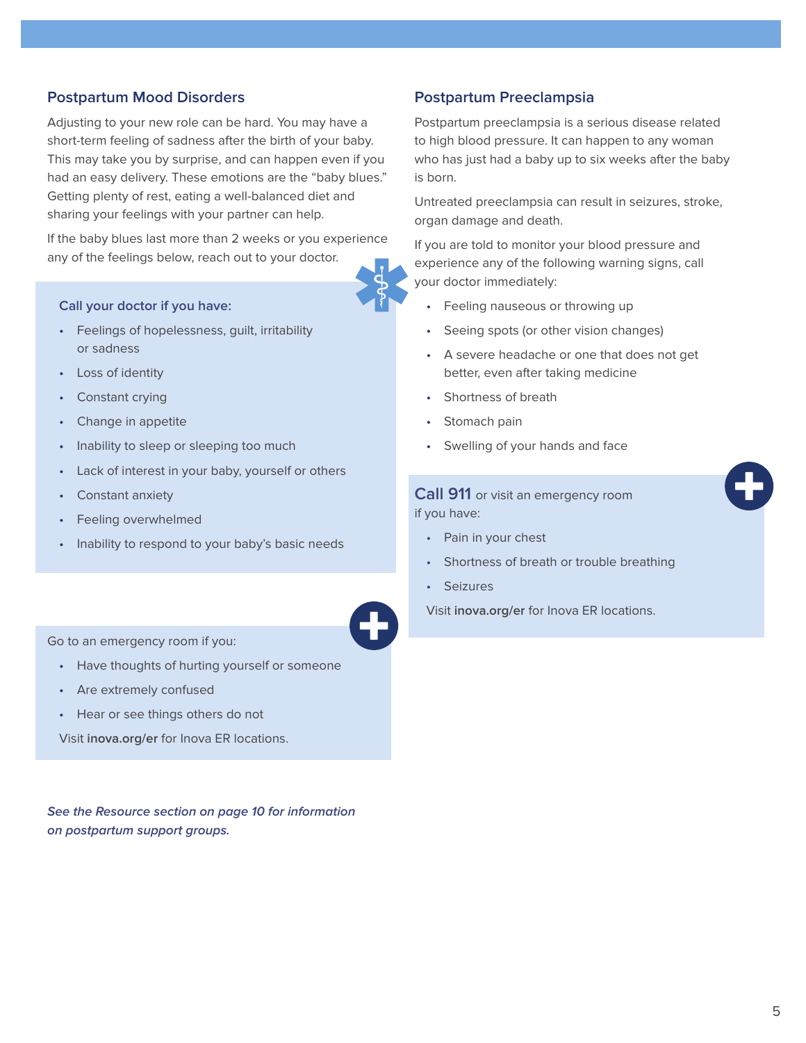## Postpartum Mood Disorders

Adjusting to your new role can be hard. You may have a short-term feeling of sadness after the birth of your baby. This may take you by surprise, and can happen even if you had an easy delivery. These emotions are the "baby blues." Getting plenty of rest, eating a well-balanced diet and sharing your feelings with your partner can help.

If the baby blues last more than 2 weeks or you experience any of the feelings below, reach out to your doctor.

### Call your doctor if you have:

- Feelings of hopelessness, guilt, irritability or sadness
- Loss of identity
- Constant crying
- Change in appetite
- Inability to sleep or sleeping too much
- Lack of interest in your baby, yourself or others
- Constant anxiety
- Feeling overwhelmed
- Inability to respond to your baby's basic needs

Go to an emergency room if you:

- Have thoughts of hurting yourself or someone
- Are extremely confused
- Hear or see things others do not

Visit **inova.org/er** for Inova ER locations.

*See the Resource section on page 10 for information on postpartum support groups.*

## Postpartum Preeclampsia

Postpartum preeclampsia is a serious disease related to high blood pressure. It can happen to any woman who has just had a baby up to six weeks after the baby is born.

Untreated preeclampsia can result in seizures, stroke, organ damage and death.

If you are told to monitor your blood pressure and experience any of the following warning signs, call your doctor immediately:

- Feeling nauseous or throwing up
- Seeing spots (or other vision changes)
- A severe headache or one that does not get better, even after taking medicine
- Shortness of breath
- Stomach pain
- Swelling of your hands and face

**Call 911** or visit an emergency room if you have:

- Pain in your chest
- Shortness of breath or trouble breathing
- Seizures

Visit **inova.org/er** for Inova ER locations.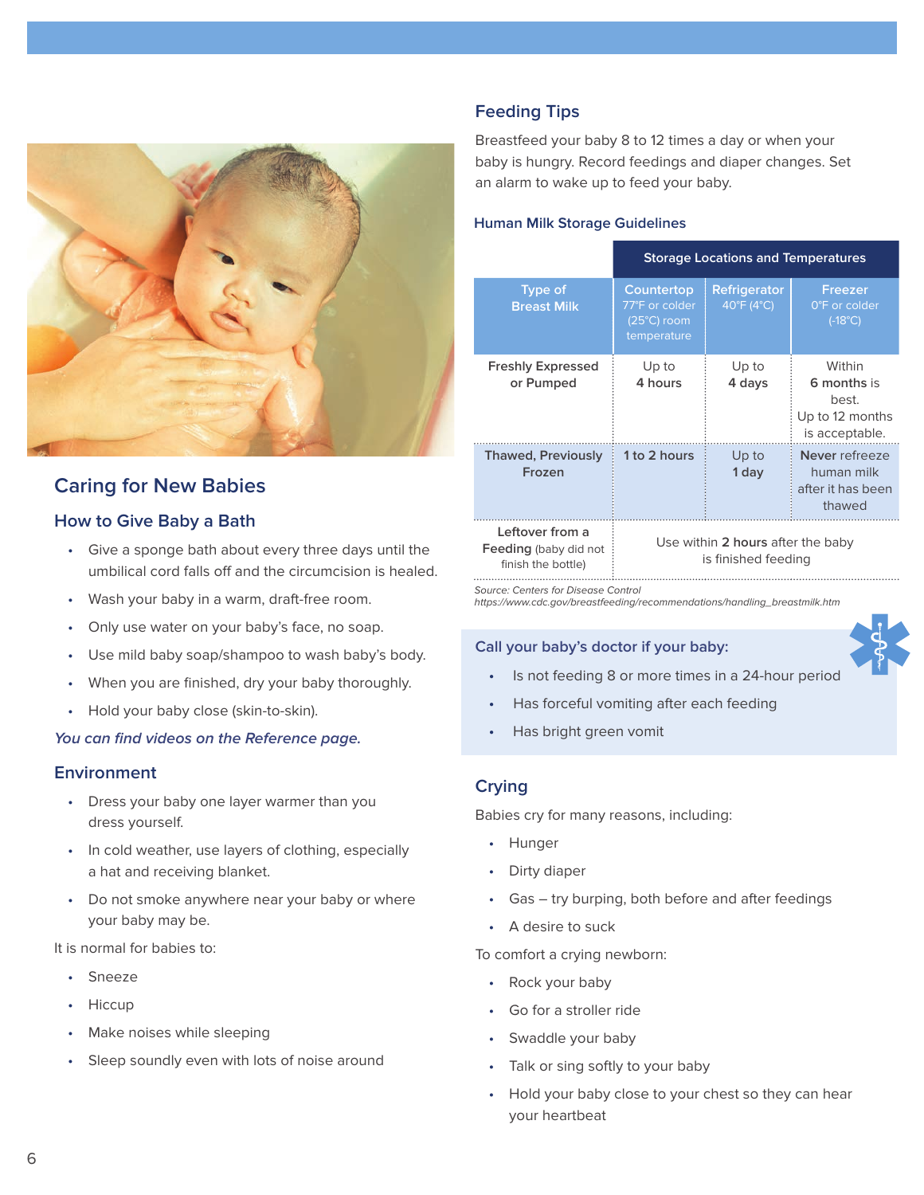## Caring for New Babies

### How to Give Baby a Bath

- Give a sponge bath about every three days until the umbilical cord falls off and the circumcision is healed.
- Wash your baby in a warm, draft-free room.
- Only use water on your baby's face, no soap.
- Use mild baby soap/shampoo to wash baby's body.
- When you are finished, dry your baby thoroughly.
- Hold your baby close (skin-to-skin).

*You can find videos on the Reference page.*

### Environment

- Dress your baby one layer warmer than you dress yourself.
- In cold weather, use layers of clothing, especially a hat and receiving blanket.
- Do not smoke anywhere near your baby or where your baby may be.

It is normal for babies to:

- Sneeze
- Hiccup
- Make noises while sleeping
- Sleep soundly even with lots of noise around

## Feeding Tips

Breastfeed your baby 8 to 12 times a day or when your baby is hungry. Record feedings and diaper changes. Set an alarm to wake up to feed your baby.

### Human Milk Storage Guidelines

| | Storage Locations and Temperatures | | |
|---|---|---|---|
| **Type of Breast Milk** | **Countertop** 77°F or colder (25°C) room temperature | **Refrigerator** 40°F (4°C) | **Freezer** 0°F or colder (-18°C) |
| Freshly Expressed or Pumped | Up to **4 hours** | Up to **4 days** | Within **6 months** is best. Up to 12 months is acceptable. |
| Thawed, Previously Frozen | **1 to 2 hours** | Up to **1 day** | **Never** refreeze human milk after it has been thawed |
| Leftover from a **Feeding** (baby did not finish the bottle) | Use within **2 hours** after the baby is finished feeding | | |

*Source: Centers for Disease Control*
*https://www.cdc.gov/breastfeeding/recommendations/handling_breastmilk.htm*

### Call your baby's doctor if your baby:

- Is not feeding 8 or more times in a 24-hour period
- Has forceful vomiting after each feeding
- Has bright green vomit

## Crying

Babies cry for many reasons, including:

- Hunger
- Dirty diaper
- Gas – try burping, both before and after feedings
- A desire to suck

To comfort a crying newborn:

- Rock your baby
- Go for a stroller ride
- Swaddle your baby
- Talk or sing softly to your baby
- Hold your baby close to your chest so they can hear your heartbeat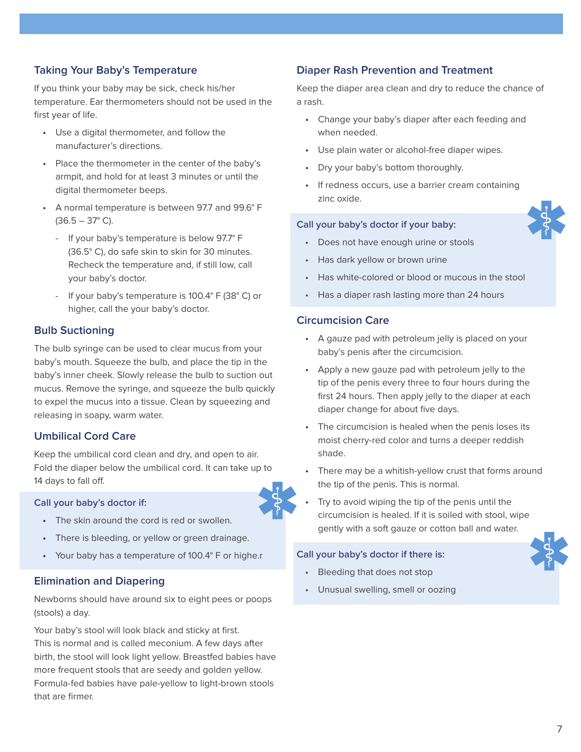## Taking Your Baby's Temperature

If you think your baby may be sick, check his/her temperature. Ear thermometers should not be used in the first year of life.

- Use a digital thermometer, and follow the manufacturer's directions.
- Place the thermometer in the center of the baby's armpit, and hold for at least 3 minutes or until the digital thermometer beeps.
- A normal temperature is between 97.7 and 99.6° F (36.5 – 37° C).
  - If your baby's temperature is below 97.7° F (36.5° C), do safe skin to skin for 30 minutes. Recheck the temperature and, if still low, call your baby's doctor.
  - If your baby's temperature is 100.4° F (38° C) or higher, call the your baby's doctor.

## Bulb Suctioning

The bulb syringe can be used to clear mucus from your baby's mouth. Squeeze the bulb, and place the tip in the baby's inner cheek. Slowly release the bulb to suction out mucus. Remove the syringe, and squeeze the bulb quickly to expel the mucus into a tissue. Clean by squeezing and releasing in soapy, warm water.

## Umbilical Cord Care

Keep the umbilical cord clean and dry, and open to air. Fold the diaper below the umbilical cord. It can take up to 14 days to fall off.

### Call your baby's doctor if:

- The skin around the cord is red or swollen.
- There is bleeding, or yellow or green drainage.
- Your baby has a temperature of 100.4° F or highe.r

## Elimination and Diapering

Newborns should have around six to eight pees or poops (stools) a day.

Your baby's stool will look black and sticky at first. This is normal and is called meconium. A few days after birth, the stool will look light yellow. Breastfed babies have more frequent stools that are seedy and golden yellow. Formula-fed babies have pale-yellow to light-brown stools that are firmer.

## Diaper Rash Prevention and Treatment

Keep the diaper area clean and dry to reduce the chance of a rash.

- Change your baby's diaper after each feeding and when needed.
- Use plain water or alcohol-free diaper wipes.
- Dry your baby's bottom thoroughly.
- If redness occurs, use a barrier cream containing zinc oxide.

### Call your baby's doctor if your baby:

- Does not have enough urine or stools
- Has dark yellow or brown urine
- Has white-colored or blood or mucous in the stool
- Has a diaper rash lasting more than 24 hours

## Circumcision Care

- A gauze pad with petroleum jelly is placed on your baby's penis after the circumcision.
- Apply a new gauze pad with petroleum jelly to the tip of the penis every three to four hours during the first 24 hours. Then apply jelly to the diaper at each diaper change for about five days.
- The circumcision is healed when the penis loses its moist cherry-red color and turns a deeper reddish shade.
- There may be a whitish-yellow crust that forms around the tip of the penis. This is normal.
- Try to avoid wiping the tip of the penis until the circumcision is healed. If it is soiled with stool, wipe gently with a soft gauze or cotton ball and water.

### Call your baby's doctor if there is:

- Bleeding that does not stop
- Unusual swelling, smell or oozing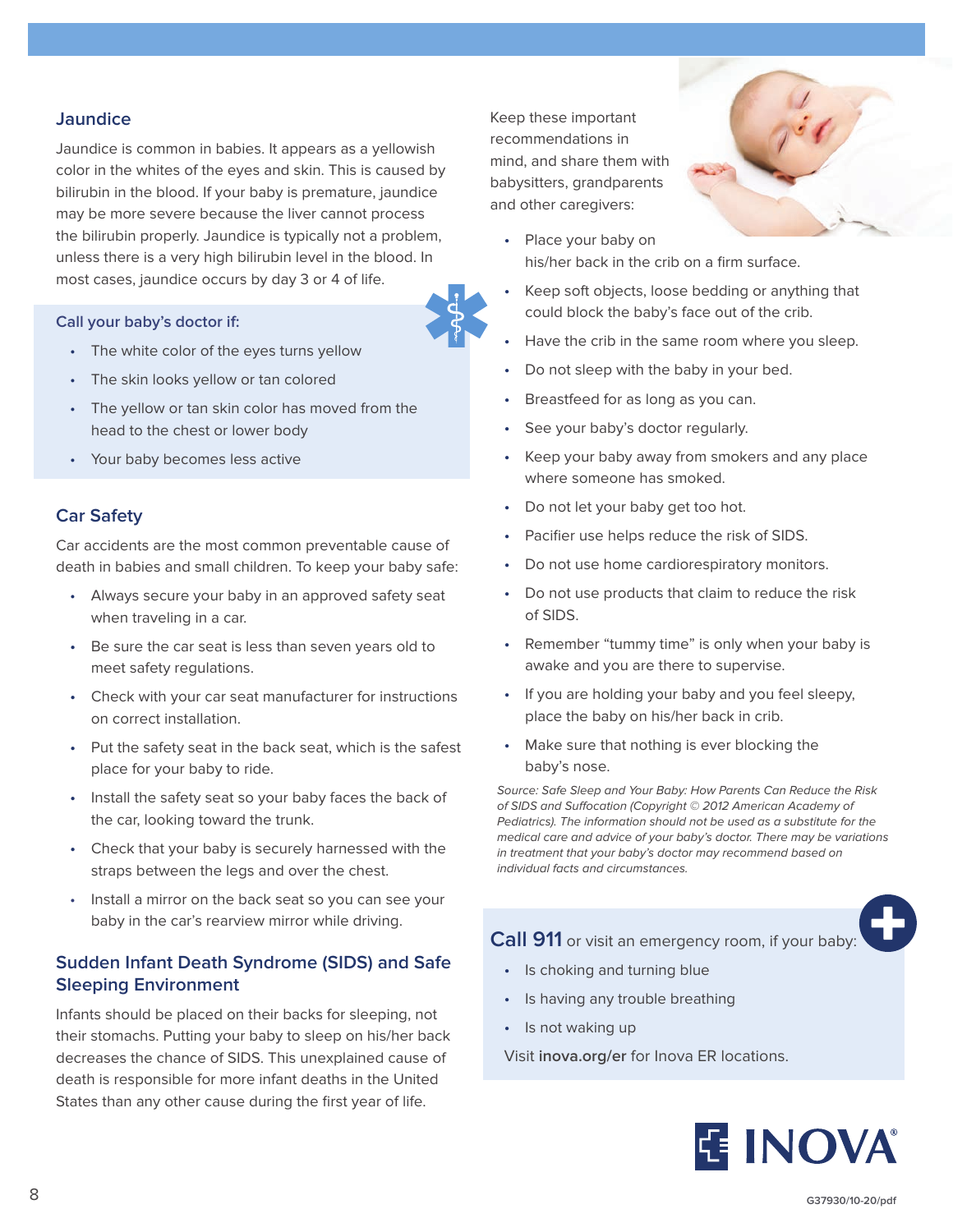## Jaundice

Jaundice is common in babies. It appears as a yellowish color in the whites of the eyes and skin. This is caused by bilirubin in the blood. If your baby is premature, jaundice may be more severe because the liver cannot process the bilirubin properly. Jaundice is typically not a problem, unless there is a very high bilirubin level in the blood. In most cases, jaundice occurs by day 3 or 4 of life.

### Call your baby's doctor if:

- The white color of the eyes turns yellow
- The skin looks yellow or tan colored
- The yellow or tan skin color has moved from the head to the chest or lower body
- Your baby becomes less active

## Car Safety

Car accidents are the most common preventable cause of death in babies and small children. To keep your baby safe:

- Always secure your baby in an approved safety seat when traveling in a car.
- Be sure the car seat is less than seven years old to meet safety regulations.
- Check with your car seat manufacturer for instructions on correct installation.
- Put the safety seat in the back seat, which is the safest place for your baby to ride.
- Install the safety seat so your baby faces the back of the car, looking toward the trunk.
- Check that your baby is securely harnessed with the straps between the legs and over the chest.
- Install a mirror on the back seat so you can see your baby in the car's rearview mirror while driving.

## Sudden Infant Death Syndrome (SIDS) and Safe Sleeping Environment

Infants should be placed on their backs for sleeping, not their stomachs. Putting your baby to sleep on his/her back decreases the chance of SIDS. This unexplained cause of death is responsible for more infant deaths in the United States than any other cause during the first year of life.

Keep these important recommendations in mind, and share them with babysitters, grandparents and other caregivers:

- Place your baby on his/her back in the crib on a firm surface.
- Keep soft objects, loose bedding or anything that could block the baby's face out of the crib.
- Have the crib in the same room where you sleep.
- Do not sleep with the baby in your bed.
- Breastfeed for as long as you can.
- See your baby's doctor regularly.
- Keep your baby away from smokers and any place where someone has smoked.
- Do not let your baby get too hot.
- Pacifier use helps reduce the risk of SIDS.
- Do not use home cardiorespiratory monitors.
- Do not use products that claim to reduce the risk of SIDS.
- Remember "tummy time" is only when your baby is awake and you are there to supervise.
- If you are holding your baby and you feel sleepy, place the baby on his/her back in crib.
- Make sure that nothing is ever blocking the baby's nose.

*Source: Safe Sleep and Your Baby: How Parents Can Reduce the Risk of SIDS and Suffocation (Copyright © 2012 American Academy of Pediatrics). The information should not be used as a substitute for the medical care and advice of your baby's doctor. There may be variations in treatment that your baby's doctor may recommend based on individual facts and circumstances.*

### **Call 911** or visit an emergency room, if your baby:

- Is choking and turning blue
- Is having any trouble breathing
- Is not waking up

Visit **inova.org/er** for Inova ER locations.

INOVA®

G37930/10-20/pdf